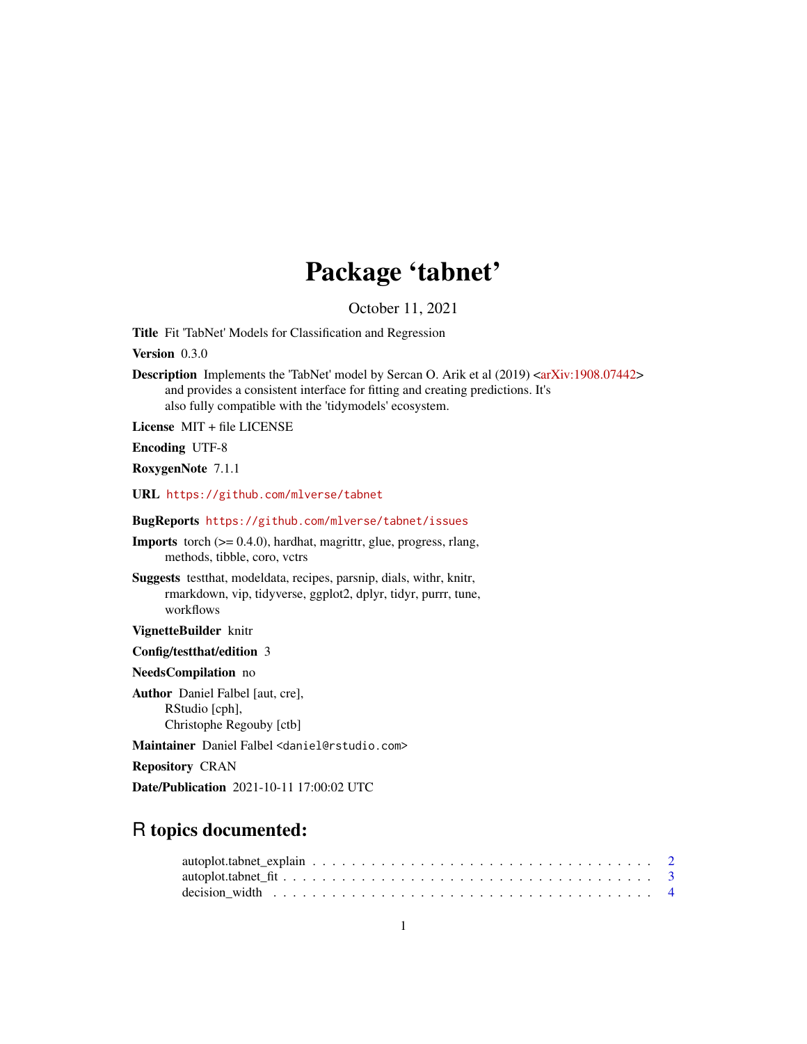# Package 'tabnet'

October 11, 2021

**Title** Fit 'TabNet' Models for Classification and Regression

**Version** 0.3.0

**Description** Implements the 'TabNet' model by Sercan O. Arik et al (2019) <arXiv:1908.07442> and provides a consistent interface for fitting and creating predictions. It's also fully compatible with the 'tidymodels' ecosystem.

**License** MIT + file LICENSE

**Encoding** UTF-8

**RoxygenNote** 7.1.1

**URL** https://github.com/mlverse/tabnet

**BugReports** https://github.com/mlverse/tabnet/issues

**Imports** torch (>= 0.4.0), hardhat, magrittr, glue, progress, rlang, methods, tibble, coro, vctrs

**Suggests** testthat, modeldata, recipes, parsnip, dials, withr, knitr, rmarkdown, vip, tidyverse, ggplot2, dplyr, tidyr, purrr, tune, workflows

**VignetteBuilder** knitr

**Config/testthat/edition** 3

**NeedsCompilation** no

**Author** Daniel Falbel [aut, cre], RStudio [cph], Christophe Regouby [ctb]

**Maintainer** Daniel Falbel <daniel@rstudio.com>

**Repository** CRAN

**Date/Publication** 2021-10-11 17:00:02 UTC

## R topics documented:

autoplot.tabnet_explain . . . . . . . . . . . . . . . . . . . . . . . . . . . . . . . . . . 2
autoplot.tabnet_fit . . . . . . . . . . . . . . . . . . . . . . . . . . . . . . . . . . . . . 3
decision_width . . . . . . . . . . . . . . . . . . . . . . . . . . . . . . . . . . . . . . . 4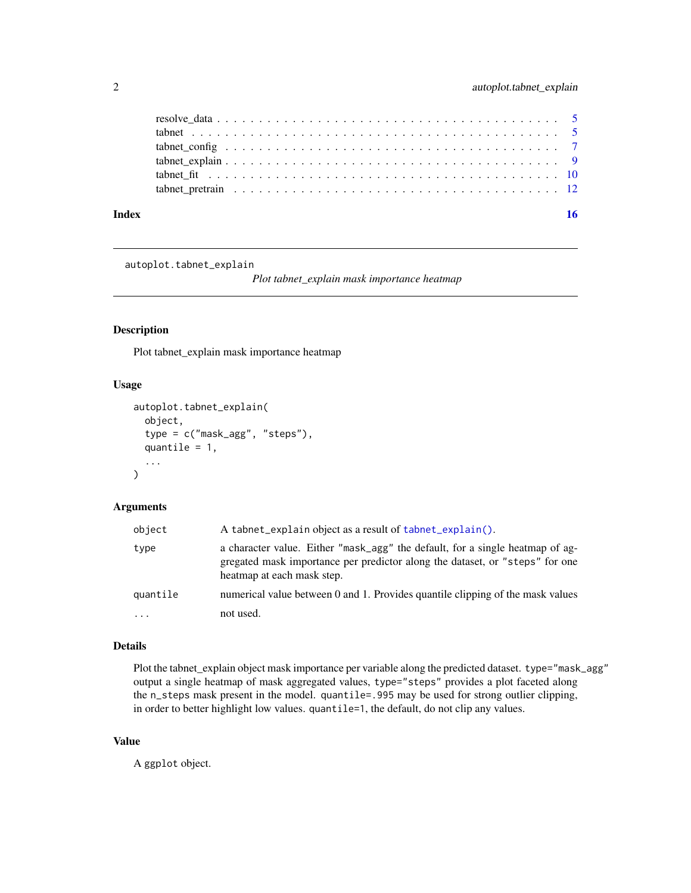resolve_data . . . . . . . . . . . . . . . . . . . . . . . . . . . . . . . . . . . . . 5
tabnet . . . . . . . . . . . . . . . . . . . . . . . . . . . . . . . . . . . . . . . . 5
tabnet_config . . . . . . . . . . . . . . . . . . . . . . . . . . . . . . . . . . . . 7
tabnet_explain . . . . . . . . . . . . . . . . . . . . . . . . . . . . . . . . . . . 9
tabnet_fit . . . . . . . . . . . . . . . . . . . . . . . . . . . . . . . . . . . . . 10
tabnet_pretrain . . . . . . . . . . . . . . . . . . . . . . . . . . . . . . . . . . 12

**Index** **16**

---

`autoplot.tabnet_explain` *Plot tabnet_explain mask importance heatmap*

---

## Description

Plot tabnet_explain mask importance heatmap

## Usage

```
autoplot.tabnet_explain(
  object,
  type = c("mask_agg", "steps"),
  quantile = 1,
  ...
)
```

## Arguments

| | |
|---|---|
| `object` | A `tabnet_explain` object as a result of `tabnet_explain()`. |
| `type` | a character value. Either `"mask_agg"` the default, for a single heatmap of aggregated mask importance per predictor along the dataset, or `"steps"` for one heatmap at each mask step. |
| `quantile` | numerical value between 0 and 1. Provides quantile clipping of the mask values |
| `...` | not used. |

## Details

Plot the tabnet_explain object mask importance per variable along the predicted dataset. `type="mask_agg"` output a single heatmap of mask aggregated values, `type="steps"` provides a plot faceted along the `n_steps` mask present in the model. `quantile=.995` may be used for strong outlier clipping, in order to better highlight low values. `quantile=1`, the default, do not clip any values.

## Value

A `ggplot` object.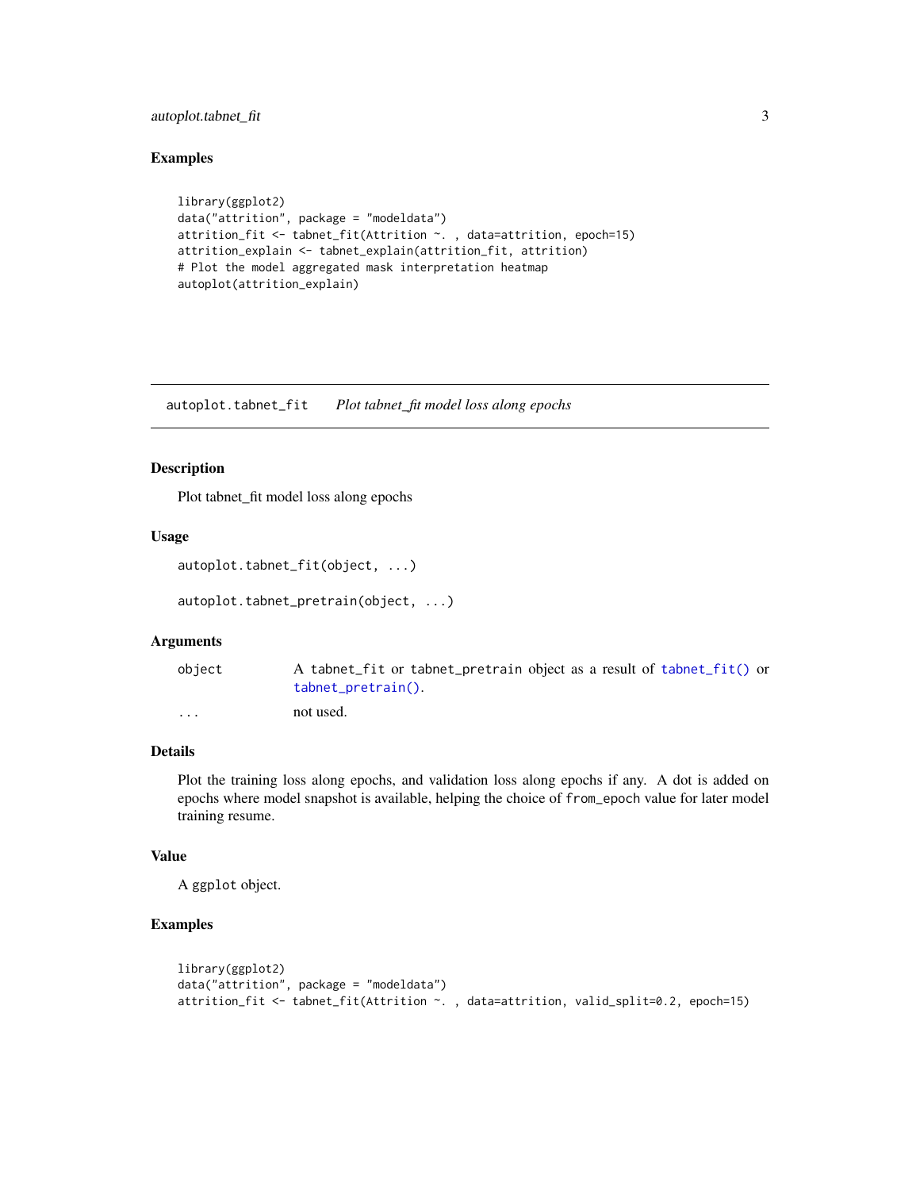### Examples

```
library(ggplot2)
data("attrition", package = "modeldata")
attrition_fit <- tabnet_fit(Attrition ~. , data=attrition, epoch=15)
attrition_explain <- tabnet_explain(attrition_fit, attrition)
# Plot the model aggregated mask interpretation heatmap
autoplot(attrition_explain)
```

---

## autoplot.tabnet_fit *Plot tabnet_fit model loss along epochs*

### Description

Plot tabnet_fit model loss along epochs

### Usage

```
autoplot.tabnet_fit(object, ...)

autoplot.tabnet_pretrain(object, ...)
```

### Arguments

| | |
|---|---|
| `object` | A `tabnet_fit` or `tabnet_pretrain` object as a result of `tabnet_fit()` or `tabnet_pretrain()`. |
| `...` | not used. |

### Details

Plot the training loss along epochs, and validation loss along epochs if any. A dot is added on epochs where model snapshot is available, helping the choice of `from_epoch` value for later model training resume.

### Value

A `ggplot` object.

### Examples

```
library(ggplot2)
data("attrition", package = "modeldata")
attrition_fit <- tabnet_fit(Attrition ~. , data=attrition, valid_split=0.2, epoch=15)
```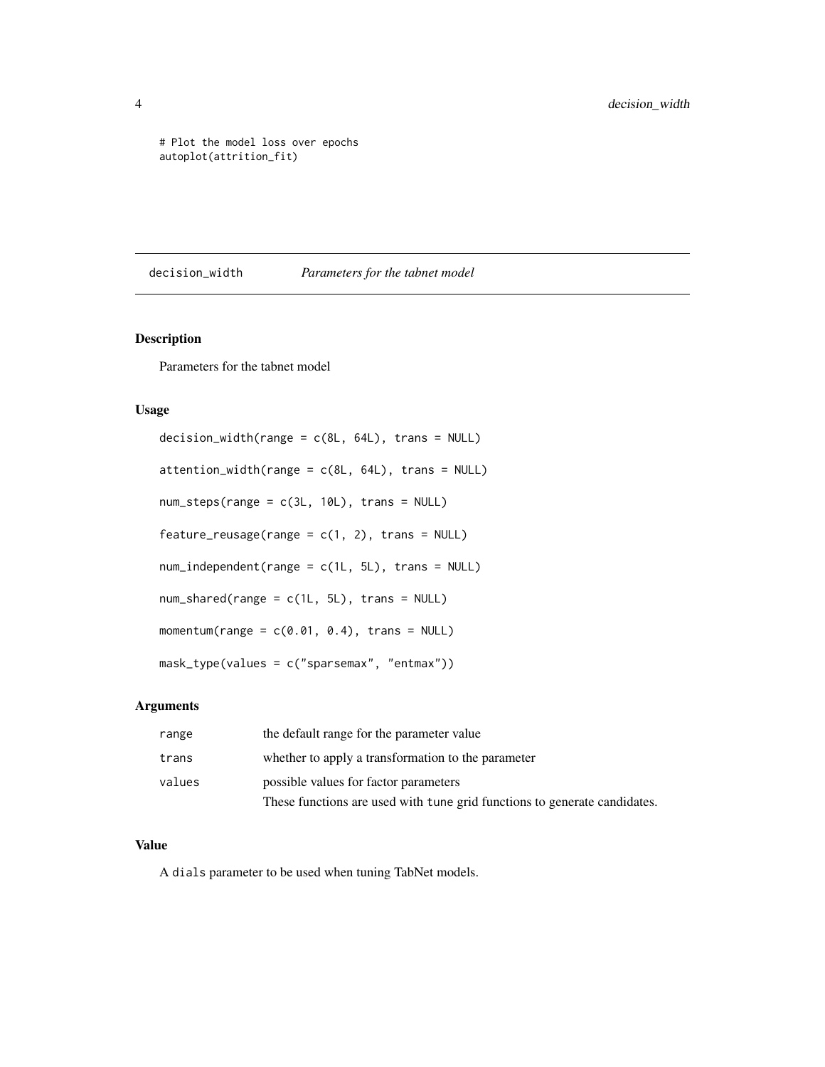```
# Plot the model loss over epochs
autoplot(attrition_fit)
```

## decision_width *Parameters for the tabnet model*

### Description

Parameters for the tabnet model

### Usage

```
decision_width(range = c(8L, 64L), trans = NULL)

attention_width(range = c(8L, 64L), trans = NULL)

num_steps(range = c(3L, 10L), trans = NULL)

feature_reusage(range = c(1, 2), trans = NULL)

num_independent(range = c(1L, 5L), trans = NULL)

num_shared(range = c(1L, 5L), trans = NULL)

momentum(range = c(0.01, 0.4), trans = NULL)

mask_type(values = c("sparsemax", "entmax"))
```

### Arguments

| | |
|---|---|
| `range` | the default range for the parameter value |
| `trans` | whether to apply a transformation to the parameter |
| `values` | possible values for factor parameters<br>These functions are used with `tune` grid functions to generate candidates. |

### Value

A `dials` parameter to be used when tuning TabNet models.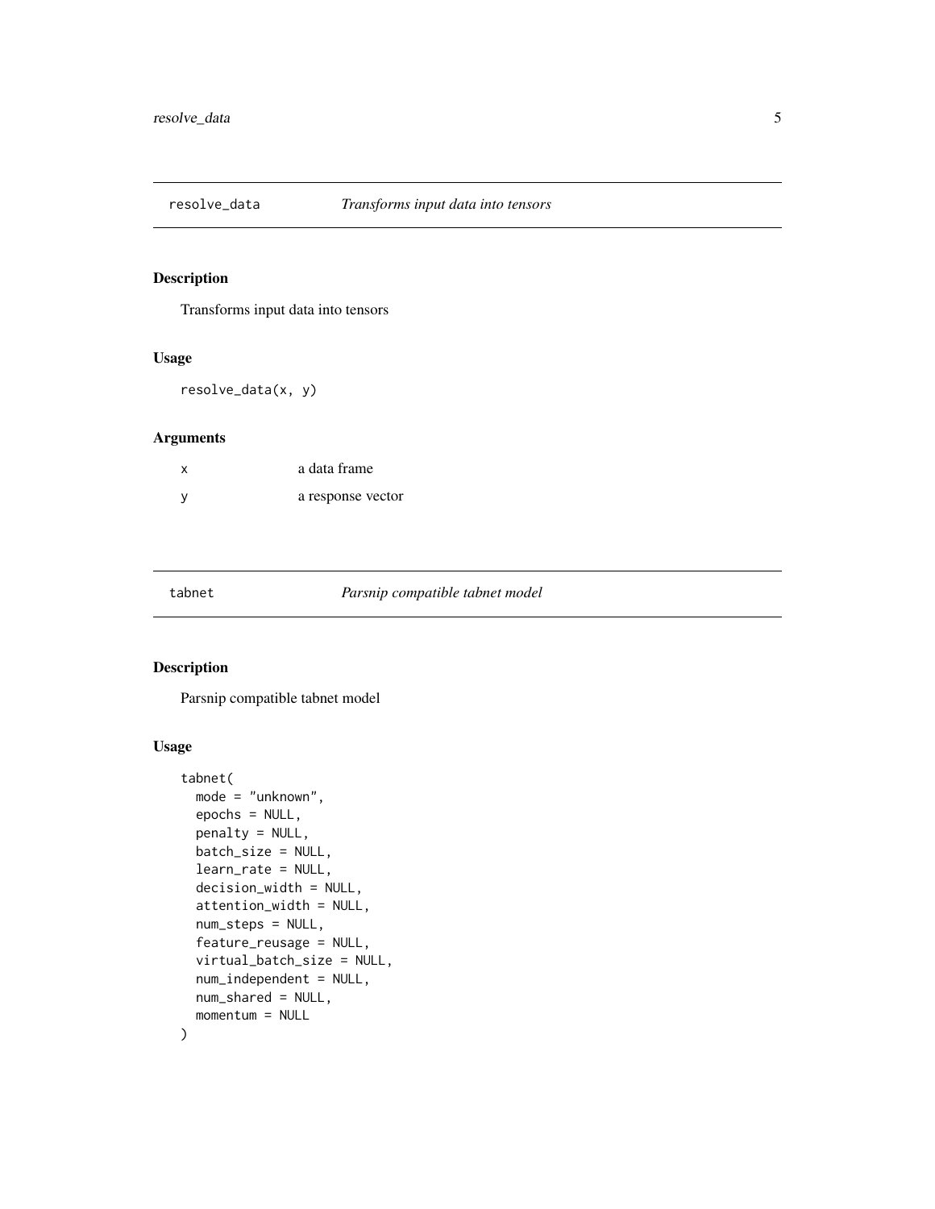## resolve_data — *Transforms input data into tensors*

### Description

Transforms input data into tensors

### Usage

```
resolve_data(x, y)
```

### Arguments

| | |
|---|---|
| x | a data frame |
| y | a response vector |

## tabnet — *Parsnip compatible tabnet model*

### Description

Parsnip compatible tabnet model

### Usage

```
tabnet(
  mode = "unknown",
  epochs = NULL,
  penalty = NULL,
  batch_size = NULL,
  learn_rate = NULL,
  decision_width = NULL,
  attention_width = NULL,
  num_steps = NULL,
  feature_reusage = NULL,
  virtual_batch_size = NULL,
  num_independent = NULL,
  num_shared = NULL,
  momentum = NULL
)
```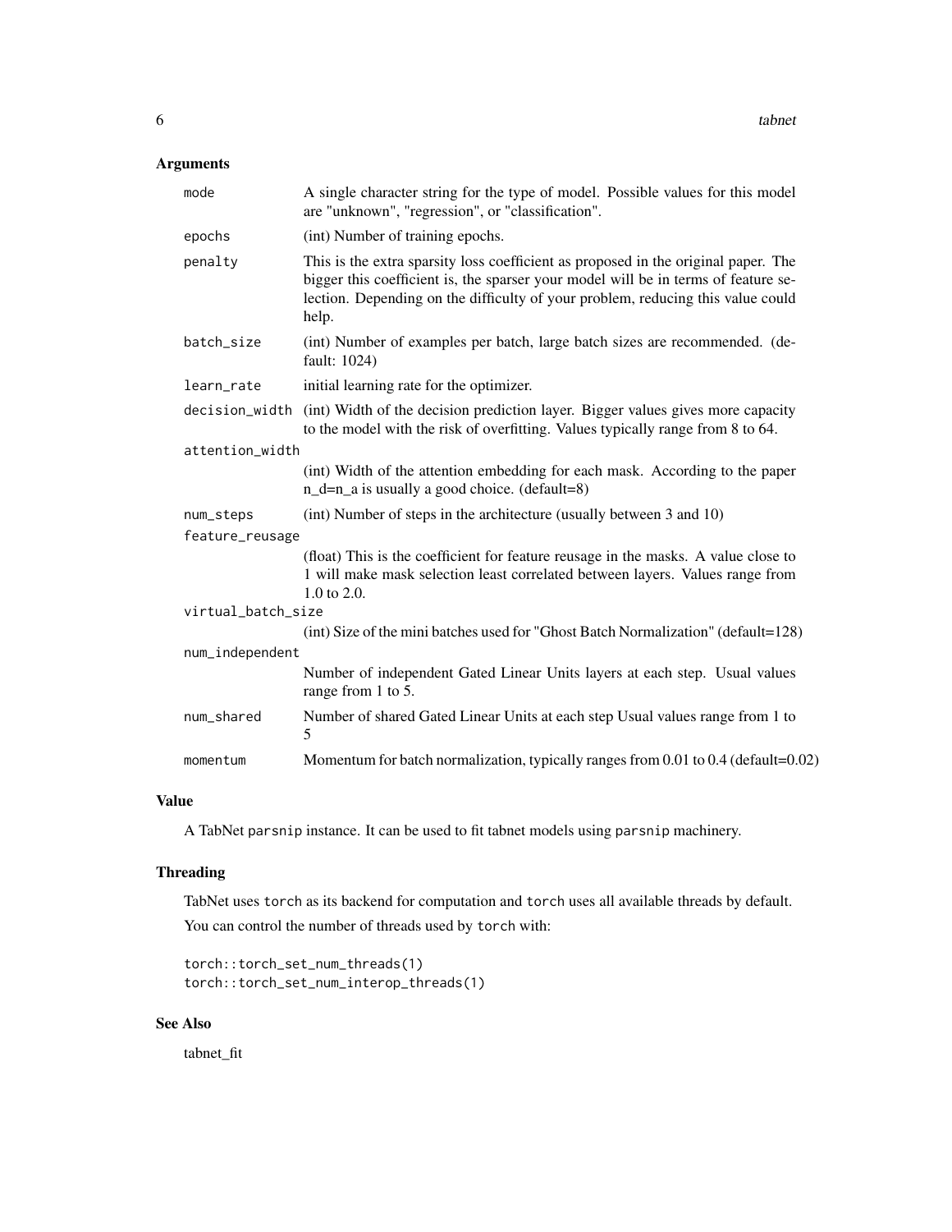## Arguments

| | |
|---|---|
| `mode` | A single character string for the type of model. Possible values for this model are "unknown", "regression", or "classification". |
| `epochs` | (int) Number of training epochs. |
| `penalty` | This is the extra sparsity loss coefficient as proposed in the original paper. The bigger this coefficient is, the sparser your model will be in terms of feature selection. Depending on the difficulty of your problem, reducing this value could help. |
| `batch_size` | (int) Number of examples per batch, large batch sizes are recommended. (default: 1024) |
| `learn_rate` | initial learning rate for the optimizer. |
| `decision_width` | (int) Width of the decision prediction layer. Bigger values gives more capacity to the model with the risk of overfitting. Values typically range from 8 to 64. |
| `attention_width` | (int) Width of the attention embedding for each mask. According to the paper n_d=n_a is usually a good choice. (default=8) |
| `num_steps` | (int) Number of steps in the architecture (usually between 3 and 10) |
| `feature_reusage` | (float) This is the coefficient for feature reusage in the masks. A value close to 1 will make mask selection least correlated between layers. Values range from 1.0 to 2.0. |
| `virtual_batch_size` | (int) Size of the mini batches used for "Ghost Batch Normalization" (default=128) |
| `num_independent` | Number of independent Gated Linear Units layers at each step. Usual values range from 1 to 5. |
| `num_shared` | Number of shared Gated Linear Units at each step Usual values range from 1 to 5 |
| `momentum` | Momentum for batch normalization, typically ranges from 0.01 to 0.4 (default=0.02) |

## Value

A TabNet `parsnip` instance. It can be used to fit tabnet models using `parsnip` machinery.

## Threading

TabNet uses `torch` as its backend for computation and `torch` uses all available threads by default.

You can control the number of threads used by `torch` with:

```
torch::torch_set_num_threads(1)
torch::torch_set_num_interop_threads(1)
```

## See Also

tabnet_fit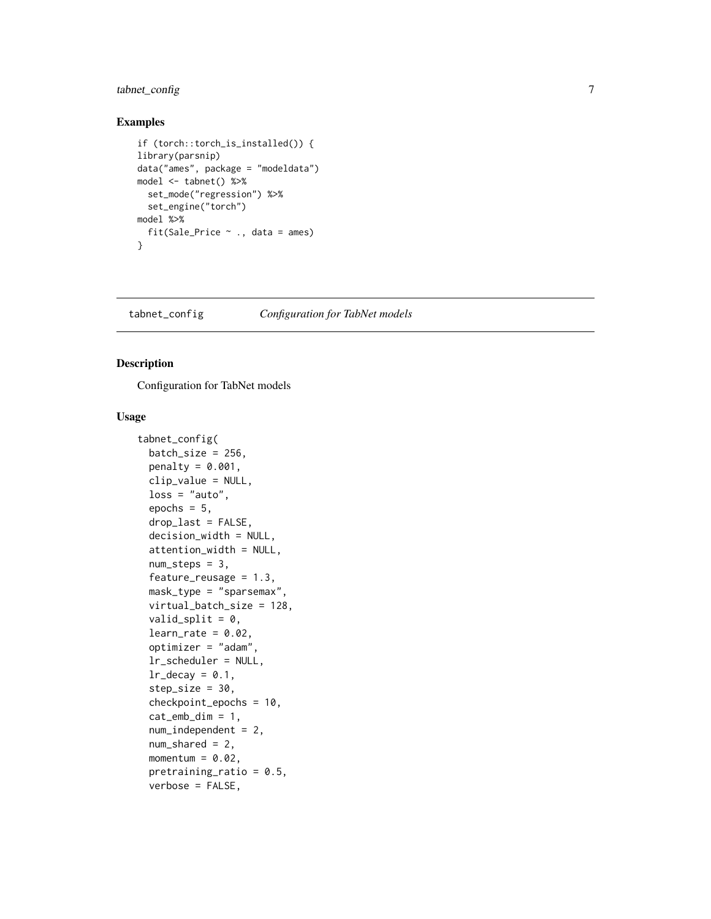## Examples

```
if (torch::torch_is_installed()) {
library(parsnip)
data("ames", package = "modeldata")
model <- tabnet() %>%
  set_mode("regression") %>%
  set_engine("torch")
model %>%
  fit(Sale_Price ~ ., data = ames)
}
```

---

tabnet_config *Configuration for TabNet models*

---

## Description

Configuration for TabNet models

## Usage

```
tabnet_config(
  batch_size = 256,
  penalty = 0.001,
  clip_value = NULL,
  loss = "auto",
  epochs = 5,
  drop_last = FALSE,
  decision_width = NULL,
  attention_width = NULL,
  num_steps = 3,
  feature_reusage = 1.3,
  mask_type = "sparsemax",
  virtual_batch_size = 128,
  valid_split = 0,
  learn_rate = 0.02,
  optimizer = "adam",
  lr_scheduler = NULL,
  lr_decay = 0.1,
  step_size = 30,
  checkpoint_epochs = 10,
  cat_emb_dim = 1,
  num_independent = 2,
  num_shared = 2,
  momentum = 0.02,
  pretraining_ratio = 0.5,
  verbose = FALSE,
```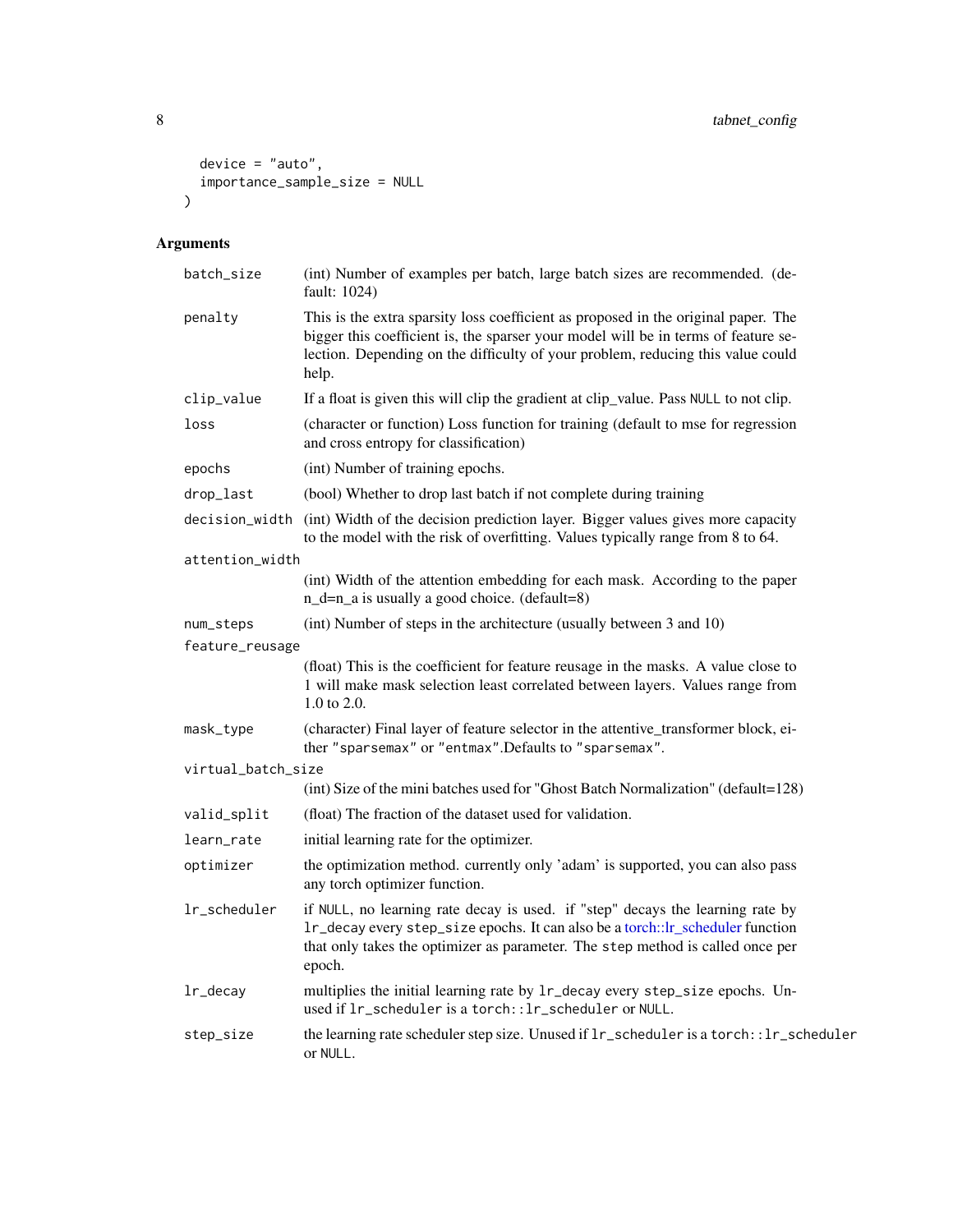```
  device = "auto",
  importance_sample_size = NULL
)
```

## Arguments

| | |
|---|---|
| `batch_size` | (int) Number of examples per batch, large batch sizes are recommended. (default: 1024) |
| `penalty` | This is the extra sparsity loss coefficient as proposed in the original paper. The bigger this coefficient is, the sparser your model will be in terms of feature selection. Depending on the difficulty of your problem, reducing this value could help. |
| `clip_value` | If a float is given this will clip the gradient at clip_value. Pass `NULL` to not clip. |
| `loss` | (character or function) Loss function for training (default to mse for regression and cross entropy for classification) |
| `epochs` | (int) Number of training epochs. |
| `drop_last` | (bool) Whether to drop last batch if not complete during training |
| `decision_width` | (int) Width of the decision prediction layer. Bigger values gives more capacity to the model with the risk of overfitting. Values typically range from 8 to 64. |
| `attention_width` | (int) Width of the attention embedding for each mask. According to the paper n_d=n_a is usually a good choice. (default=8) |
| `num_steps` | (int) Number of steps in the architecture (usually between 3 and 10) |
| `feature_reusage` | (float) This is the coefficient for feature reusage in the masks. A value close to 1 will make mask selection least correlated between layers. Values range from 1.0 to 2.0. |
| `mask_type` | (character) Final layer of feature selector in the attentive_transformer block, either `"sparsemax"` or `"entmax"`.Defaults to `"sparsemax"`. |
| `virtual_batch_size` | (int) Size of the mini batches used for "Ghost Batch Normalization" (default=128) |
| `valid_split` | (float) The fraction of the dataset used for validation. |
| `learn_rate` | initial learning rate for the optimizer. |
| `optimizer` | the optimization method. currently only 'adam' is supported, you can also pass any torch optimizer function. |
| `lr_scheduler` | if `NULL`, no learning rate decay is used. if "step" decays the learning rate by `lr_decay` every `step_size` epochs. It can also be a torch::lr_scheduler function that only takes the optimizer as parameter. The `step` method is called once per epoch. |
| `lr_decay` | multiplies the initial learning rate by `lr_decay` every `step_size` epochs. Unused if `lr_scheduler` is a `torch::lr_scheduler` or `NULL`. |
| `step_size` | the learning rate scheduler step size. Unused if `lr_scheduler` is a `torch::lr_scheduler` or `NULL`. |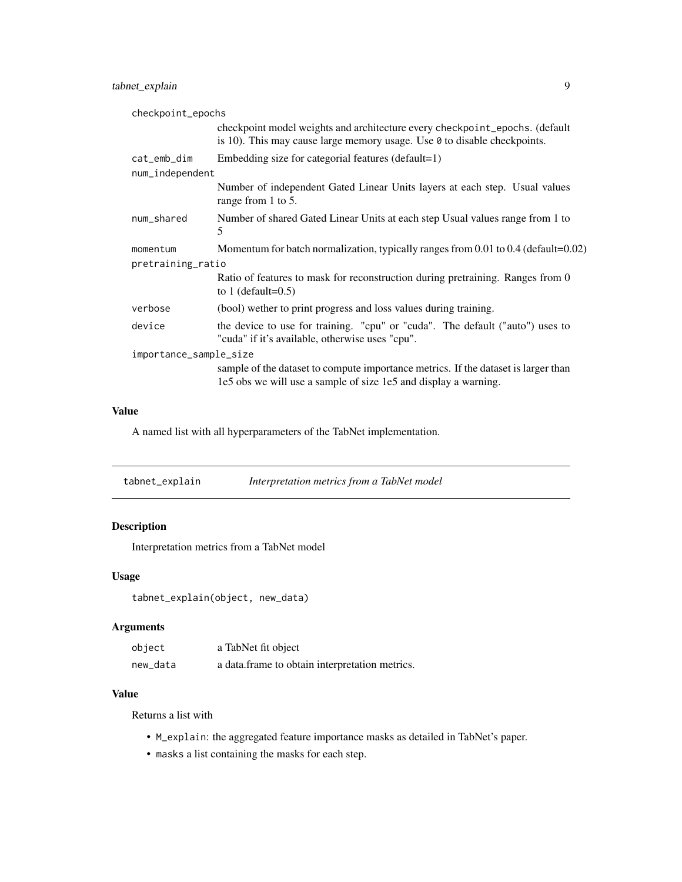`checkpoint_epochs`
: checkpoint model weights and architecture every `checkpoint_epochs`. (default is 10). This may cause large memory usage. Use `0` to disable checkpoints.

`cat_emb_dim`
: Embedding size for categorial features (default=1)

`num_independent`
: Number of independent Gated Linear Units layers at each step. Usual values range from 1 to 5.

`num_shared`
: Number of shared Gated Linear Units at each step Usual values range from 1 to 5

`momentum`
: Momentum for batch normalization, typically ranges from 0.01 to 0.4 (default=0.02)

`pretraining_ratio`
: Ratio of features to mask for reconstruction during pretraining. Ranges from 0 to 1 (default=0.5)

`verbose`
: (bool) wether to print progress and loss values during training.

`device`
: the device to use for training. "cpu" or "cuda". The default ("auto") uses to "cuda" if it's available, otherwise uses "cpu".

`importance_sample_size`
: sample of the dataset to compute importance metrics. If the dataset is larger than 1e5 obs we will use a sample of size 1e5 and display a warning.

### Value

A named list with all hyperparameters of the TabNet implementation.

---

## `tabnet_explain` *Interpretation metrics from a TabNet model*

---

### Description

Interpretation metrics from a TabNet model

### Usage

```
tabnet_explain(object, new_data)
```

### Arguments

| | |
|---|---|
| `object` | a TabNet fit object |
| `new_data` | a data.frame to obtain interpretation metrics. |

### Value

Returns a list with

- `M_explain`: the aggregated feature importance masks as detailed in TabNet's paper.
- `masks` a list containing the masks for each step.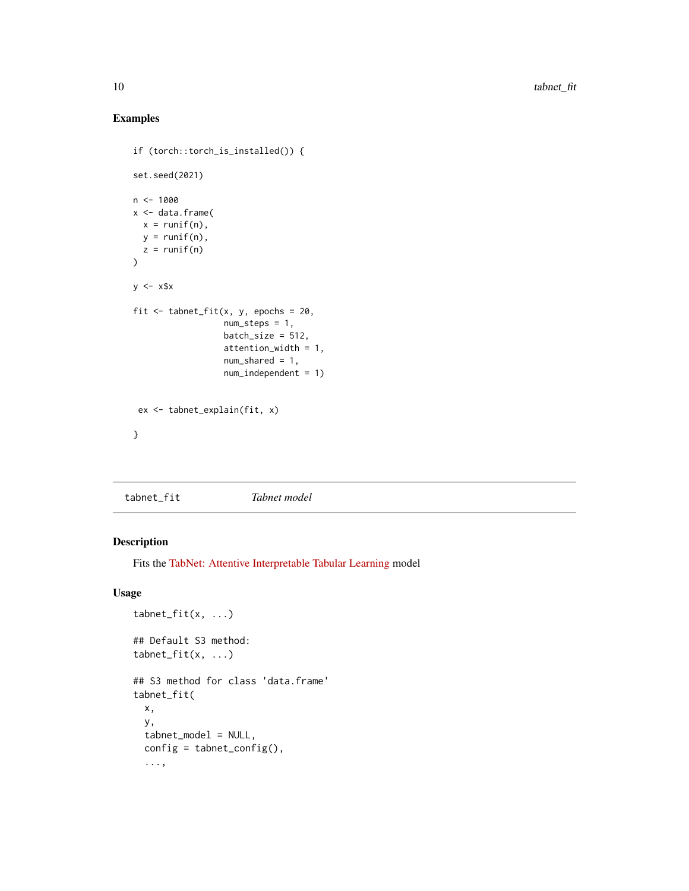### Examples

```
if (torch::torch_is_installed()) {

set.seed(2021)

n <- 1000
x <- data.frame(
  x = runif(n),
  y = runif(n),
  z = runif(n)
)

y <- x$x

fit <- tabnet_fit(x, y, epochs = 20,
                  num_steps = 1,
                  batch_size = 512,
                  attention_width = 1,
                  num_shared = 1,
                  num_independent = 1)


 ex <- tabnet_explain(fit, x)

}
```

---

## tabnet_fit *Tabnet model*

---

### Description

Fits the TabNet: Attentive Interpretable Tabular Learning model

### Usage

```
tabnet_fit(x, ...)

## Default S3 method:
tabnet_fit(x, ...)

## S3 method for class 'data.frame'
tabnet_fit(
  x,
  y,
  tabnet_model = NULL,
  config = tabnet_config(),
  ...,
```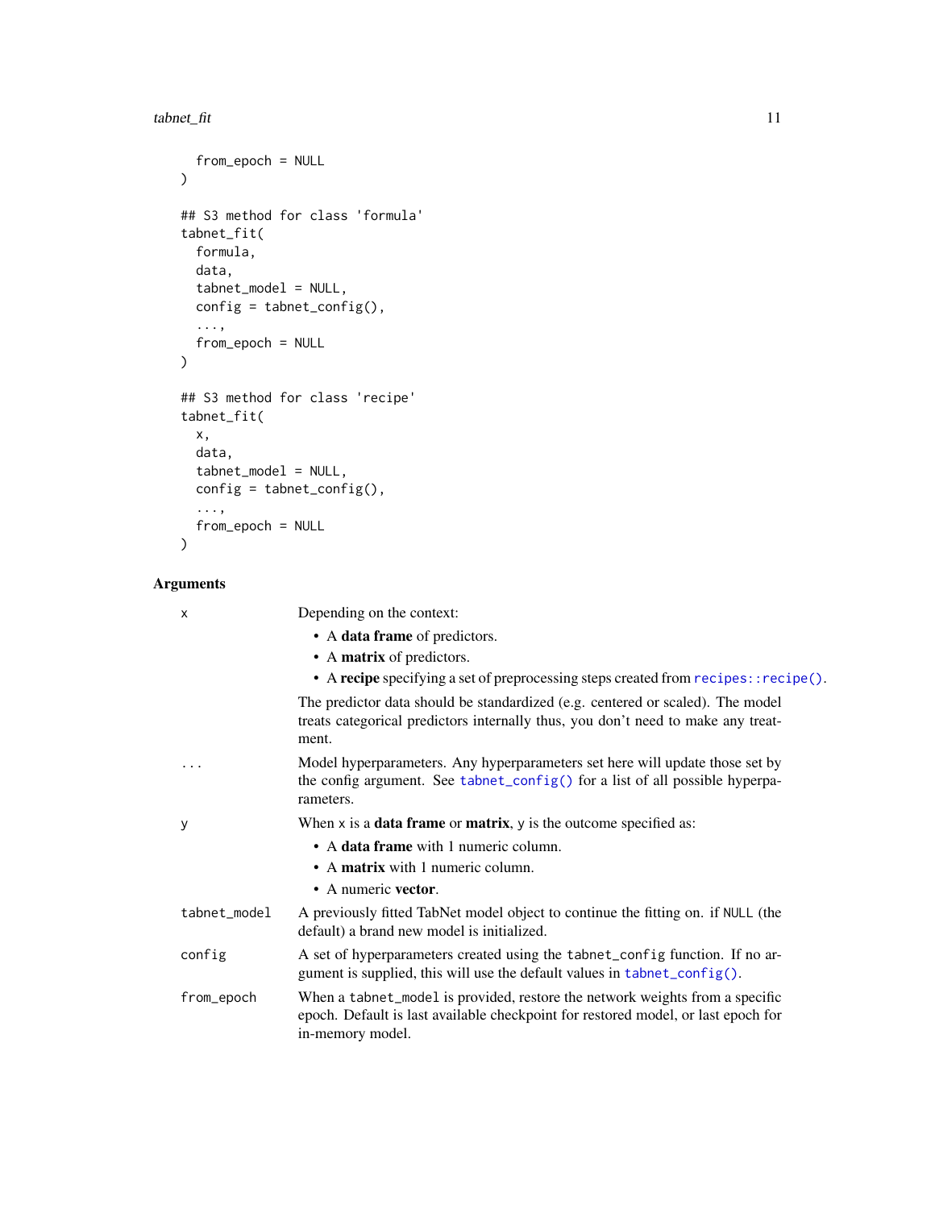```
  from_epoch = NULL
)

## S3 method for class 'formula'
tabnet_fit(
  formula,
  data,
  tabnet_model = NULL,
  config = tabnet_config(),
  ...,
  from_epoch = NULL
)

## S3 method for class 'recipe'
tabnet_fit(
  x,
  data,
  tabnet_model = NULL,
  config = tabnet_config(),
  ...,
  from_epoch = NULL
)
```

### Arguments

| | |
|---|---|
| `x` | Depending on the context:<br>• A **data frame** of predictors.<br>• A **matrix** of predictors.<br>• A **recipe** specifying a set of preprocessing steps created from `recipes::recipe()`.<br>The predictor data should be standardized (e.g. centered or scaled). The model treats categorical predictors internally thus, you don't need to make any treatment. |
| `...` | Model hyperparameters. Any hyperparameters set here will update those set by the config argument. See `tabnet_config()` for a list of all possible hyperparameters. |
| `y` | When `x` is a **data frame** or **matrix**, `y` is the outcome specified as:<br>• A **data frame** with 1 numeric column.<br>• A **matrix** with 1 numeric column.<br>• A numeric **vector**. |
| `tabnet_model` | A previously fitted TabNet model object to continue the fitting on. if `NULL` (the default) a brand new model is initialized. |
| `config` | A set of hyperparameters created using the `tabnet_config` function. If no argument is supplied, this will use the default values in `tabnet_config()`. |
| `from_epoch` | When a `tabnet_model` is provided, restore the network weights from a specific epoch. Default is last available checkpoint for restored model, or last epoch for in-memory model. |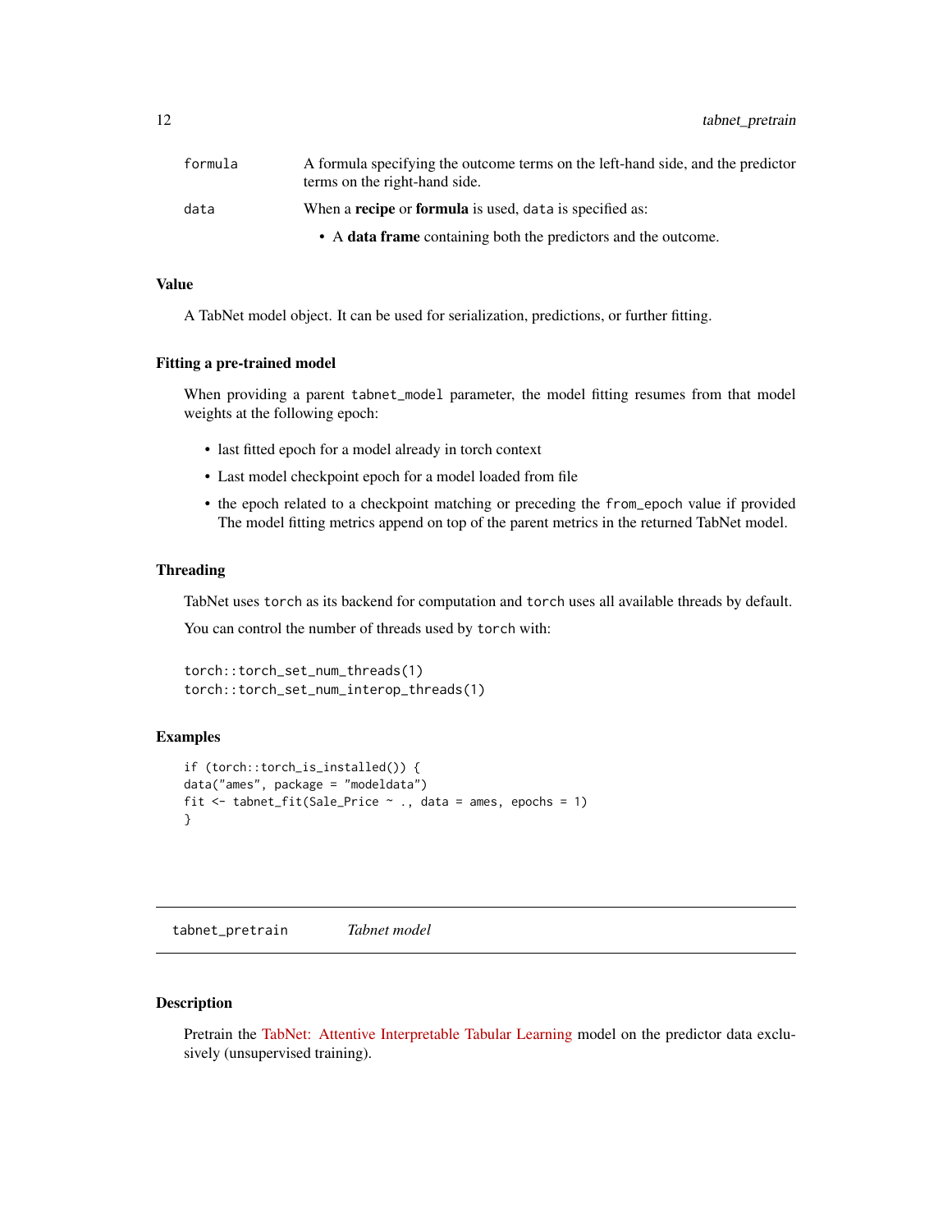| | |
|---|---|
| `formula` | A formula specifying the outcome terms on the left-hand side, and the predictor terms on the right-hand side. |
| `data` | When a **recipe** or **formula** is used, `data` is specified as: <br>• A **data frame** containing both the predictors and the outcome. |

### Value

A TabNet model object. It can be used for serialization, predictions, or further fitting.

### Fitting a pre-trained model

When providing a parent `tabnet_model` parameter, the model fitting resumes from that model weights at the following epoch:

- last fitted epoch for a model already in torch context
- Last model checkpoint epoch for a model loaded from file
- the epoch related to a checkpoint matching or preceding the `from_epoch` value if provided The model fitting metrics append on top of the parent metrics in the returned TabNet model.

### Threading

TabNet uses `torch` as its backend for computation and `torch` uses all available threads by default.

You can control the number of threads used by `torch` with:

```
torch::torch_set_num_threads(1)
torch::torch_set_num_interop_threads(1)
```

### Examples

```
if (torch::torch_is_installed()) {
data("ames", package = "modeldata")
fit <- tabnet_fit(Sale_Price ~ ., data = ames, epochs = 1)
}
```

---

## tabnet_pretrain *Tabnet model*

### Description

Pretrain the TabNet: Attentive Interpretable Tabular Learning model on the predictor data exclusively (unsupervised training).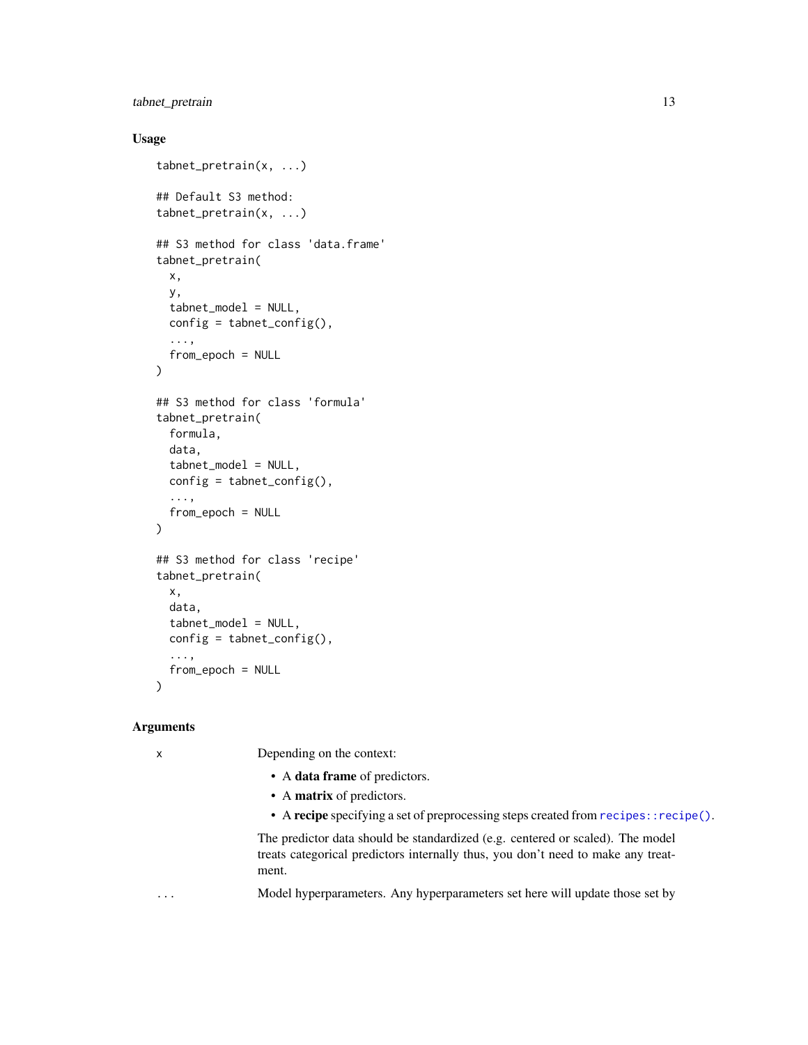### Usage

```
tabnet_pretrain(x, ...)

## Default S3 method:
tabnet_pretrain(x, ...)

## S3 method for class 'data.frame'
tabnet_pretrain(
  x,
  y,
  tabnet_model = NULL,
  config = tabnet_config(),
  ...,
  from_epoch = NULL
)

## S3 method for class 'formula'
tabnet_pretrain(
  formula,
  data,
  tabnet_model = NULL,
  config = tabnet_config(),
  ...,
  from_epoch = NULL
)

## S3 method for class 'recipe'
tabnet_pretrain(
  x,
  data,
  tabnet_model = NULL,
  config = tabnet_config(),
  ...,
  from_epoch = NULL
)
```

### Arguments

`x` Depending on the context:

- A **data frame** of predictors.
- A **matrix** of predictors.
- A **recipe** specifying a set of preprocessing steps created from `recipes::recipe()`.

The predictor data should be standardized (e.g. centered or scaled). The model treats categorical predictors internally thus, you don't need to make any treatment.

`...` Model hyperparameters. Any hyperparameters set here will update those set by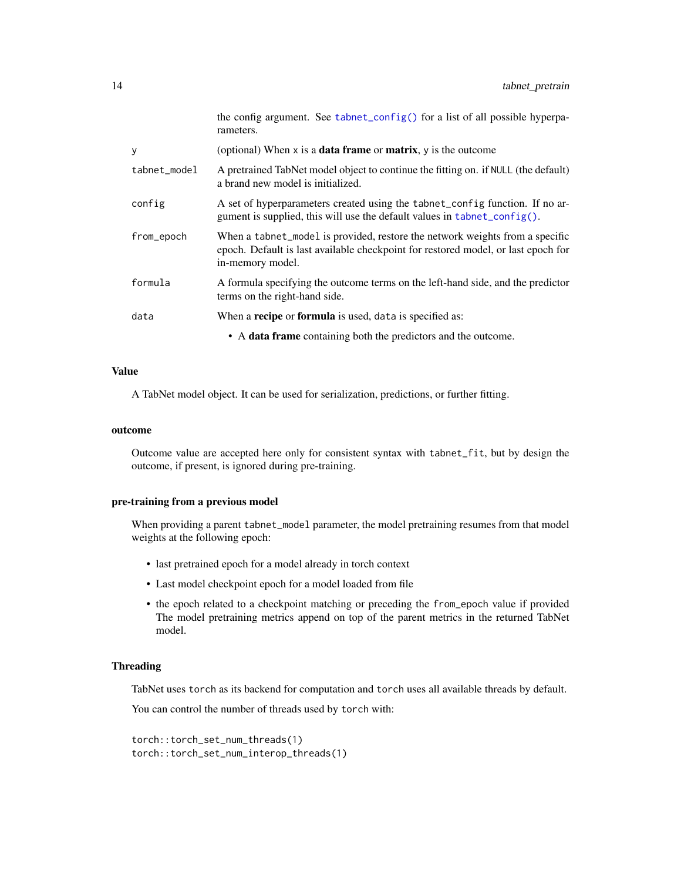|  |  |
|---|---|
|  | the config argument. See `tabnet_config()` for a list of all possible hyperparameters. |
| y | (optional) When x is a **data frame** or **matrix**, y is the outcome |
| tabnet_model | A pretrained TabNet model object to continue the fitting on. if NULL (the default) a brand new model is initialized. |
| config | A set of hyperparameters created using the tabnet_config function. If no argument is supplied, this will use the default values in `tabnet_config()`. |
| from_epoch | When a tabnet_model is provided, restore the network weights from a specific epoch. Default is last available checkpoint for restored model, or last epoch for in-memory model. |
| formula | A formula specifying the outcome terms on the left-hand side, and the predictor terms on the right-hand side. |
| data | When a **recipe** or **formula** is used, data is specified as: <br> • A **data frame** containing both the predictors and the outcome. |

### Value

A TabNet model object. It can be used for serialization, predictions, or further fitting.

### outcome

Outcome value are accepted here only for consistent syntax with tabnet_fit, but by design the outcome, if present, is ignored during pre-training.

### pre-training from a previous model

When providing a parent tabnet_model parameter, the model pretraining resumes from that model weights at the following epoch:

- last pretrained epoch for a model already in torch context
- Last model checkpoint epoch for a model loaded from file
- the epoch related to a checkpoint matching or preceding the from_epoch value if provided The model pretraining metrics append on top of the parent metrics in the returned TabNet model.

### Threading

TabNet uses torch as its backend for computation and torch uses all available threads by default.

You can control the number of threads used by torch with:

```
torch::torch_set_num_threads(1)
torch::torch_set_num_interop_threads(1)
```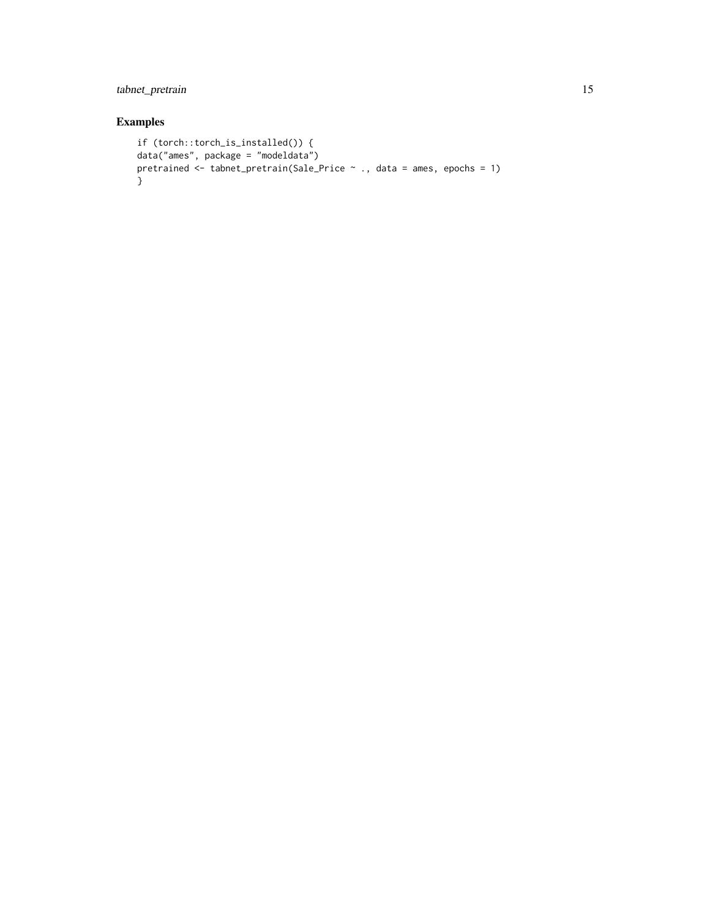## Examples

```
if (torch::torch_is_installed()) {
data("ames", package = "modeldata")
pretrained <- tabnet_pretrain(Sale_Price ~ ., data = ames, epochs = 1)
}
```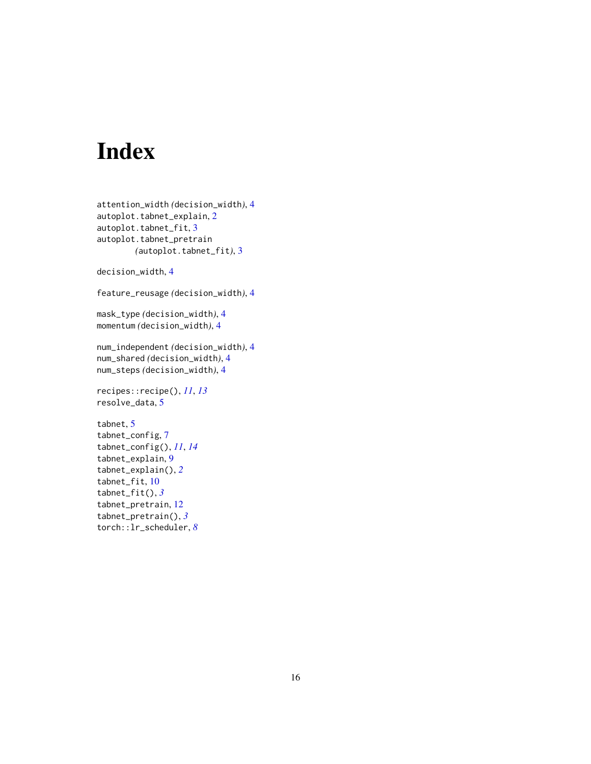# Index

attention_width (decision_width), 4
autoplot.tabnet_explain, 2
autoplot.tabnet_fit, 3
autoplot.tabnet_pretrain (autoplot.tabnet_fit), 3

decision_width, 4

feature_reusage (decision_width), 4

mask_type (decision_width), 4
momentum (decision_width), 4

num_independent (decision_width), 4
num_shared (decision_width), 4
num_steps (decision_width), 4

recipes::recipe(), *11*, *13*
resolve_data, 5

tabnet, 5
tabnet_config, 7
tabnet_config(), *11*, *14*
tabnet_explain, 9
tabnet_explain(), *2*
tabnet_fit, 10
tabnet_fit(), *3*
tabnet_pretrain, 12
tabnet_pretrain(), *3*
torch::lr_scheduler, *8*